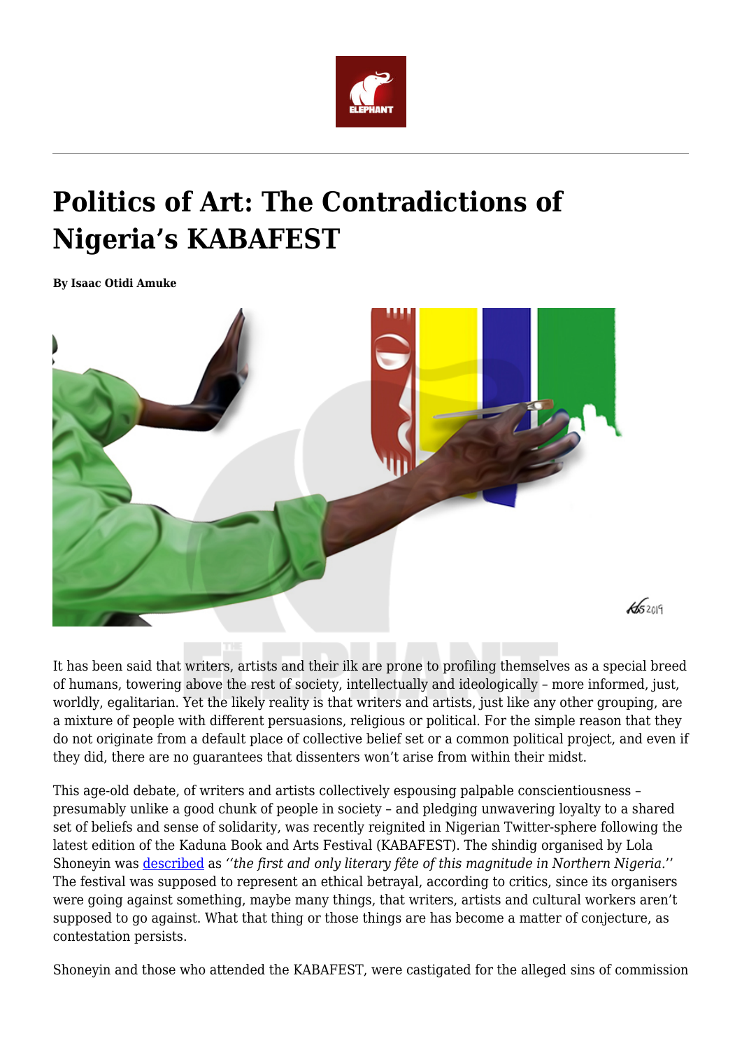# Politics of Art: The Contradictions of Nigeria's KABAFEST

**By Isaac Otidi Amuke**

It has been said that writers, artists and their ilk are prone to profiling themselves as a special breed of humans, towering above the rest of society, intellectually and ideologically – more informed, just, worldly, egalitarian. Yet the likely reality is that writers and artists, just like any other grouping, are a mixture of people with different persuasions, religious or political. For the simple reason that they do not originate from a default place of collective belief set or a common political project, and even if they did, there are no guarantees that dissenters won't arise from within their midst.

This age-old debate, of writers and artists collectively espousing palpable conscientiousness – presumably unlike a good chunk of people in society – and pledging unwavering loyalty to a shared set of beliefs and sense of solidarity, was recently reignited in Nigerian Twitter-sphere following the latest edition of the Kaduna Book and Arts Festival (KABAFEST). The shindig organised by Lola Shoneyin was described as *''the first and only literary fête of this magnitude in Northern Nigeria.''* The festival was supposed to represent an ethical betrayal, according to critics, since its organisers were going against something, maybe many things, that writers, artists and cultural workers aren't supposed to go against. What that thing or those things are has become a matter of conjecture, as contestation persists.

Shoneyin and those who attended the KABAFEST, were castigated for the alleged sins of commission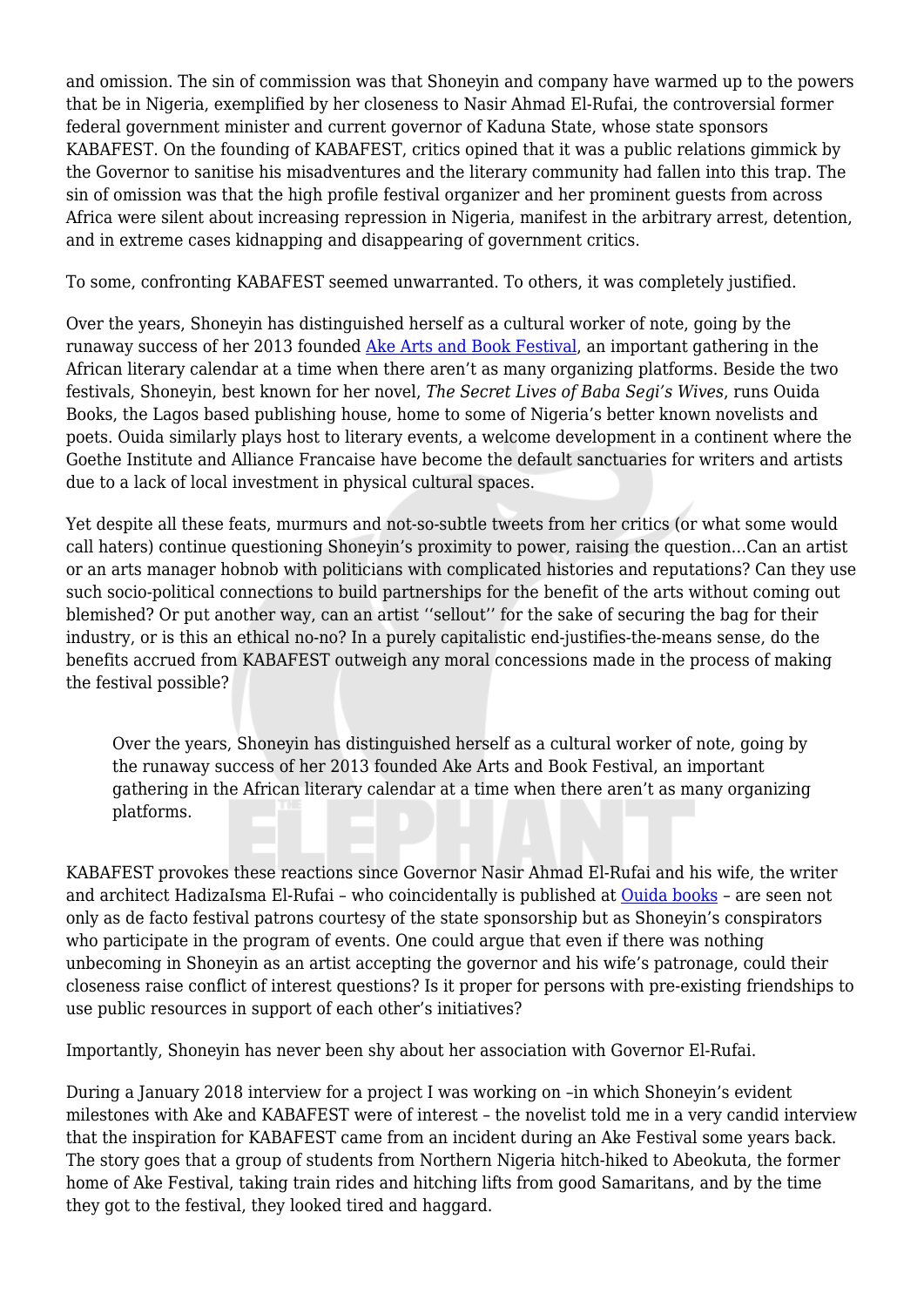and omission. The sin of commission was that Shoneyin and company have warmed up to the powers that be in Nigeria, exemplified by her closeness to Nasir Ahmad El-Rufai, the controversial former federal government minister and current governor of Kaduna State, whose state sponsors KABAFEST. On the founding of KABAFEST, critics opined that it was a public relations gimmick by the Governor to sanitise his misadventures and the literary community had fallen into this trap. The sin of omission was that the high profile festival organizer and her prominent guests from across Africa were silent about increasing repression in Nigeria, manifest in the arbitrary arrest, detention, and in extreme cases kidnapping and disappearing of government critics.

To some, confronting KABAFEST seemed unwarranted. To others, it was completely justified.

Over the years, Shoneyin has distinguished herself as a cultural worker of note, going by the runaway success of her 2013 founded Ake Arts and Book Festival, an important gathering in the African literary calendar at a time when there aren't as many organizing platforms. Beside the two festivals, Shoneyin, best known for her novel, *The Secret Lives of Baba Segi's Wives*, runs Ouida Books, the Lagos based publishing house, home to some of Nigeria's better known novelists and poets. Ouida similarly plays host to literary events, a welcome development in a continent where the Goethe Institute and Alliance Francaise have become the default sanctuaries for writers and artists due to a lack of local investment in physical cultural spaces.

Yet despite all these feats, murmurs and not-so-subtle tweets from her critics (or what some would call haters) continue questioning Shoneyin's proximity to power, raising the question…Can an artist or an arts manager hobnob with politicians with complicated histories and reputations? Can they use such socio-political connections to build partnerships for the benefit of the arts without coming out blemished? Or put another way, can an artist ''sellout'' for the sake of securing the bag for their industry, or is this an ethical no-no? In a purely capitalistic end-justifies-the-means sense, do the benefits accrued from KABAFEST outweigh any moral concessions made in the process of making the festival possible?

> Over the years, Shoneyin has distinguished herself as a cultural worker of note, going by the runaway success of her 2013 founded Ake Arts and Book Festival, an important gathering in the African literary calendar at a time when there aren't as many organizing platforms.

KABAFEST provokes these reactions since Governor Nasir Ahmad El-Rufai and his wife, the writer and architect HadizaIsma El-Rufai – who coincidentally is published at Ouida books – are seen not only as de facto festival patrons courtesy of the state sponsorship but as Shoneyin's conspirators who participate in the program of events. One could argue that even if there was nothing unbecoming in Shoneyin as an artist accepting the governor and his wife's patronage, could their closeness raise conflict of interest questions? Is it proper for persons with pre-existing friendships to use public resources in support of each other's initiatives?

Importantly, Shoneyin has never been shy about her association with Governor El-Rufai.

During a January 2018 interview for a project I was working on –in which Shoneyin's evident milestones with Ake and KABAFEST were of interest – the novelist told me in a very candid interview that the inspiration for KABAFEST came from an incident during an Ake Festival some years back. The story goes that a group of students from Northern Nigeria hitch-hiked to Abeokuta, the former home of Ake Festival, taking train rides and hitching lifts from good Samaritans, and by the time they got to the festival, they looked tired and haggard.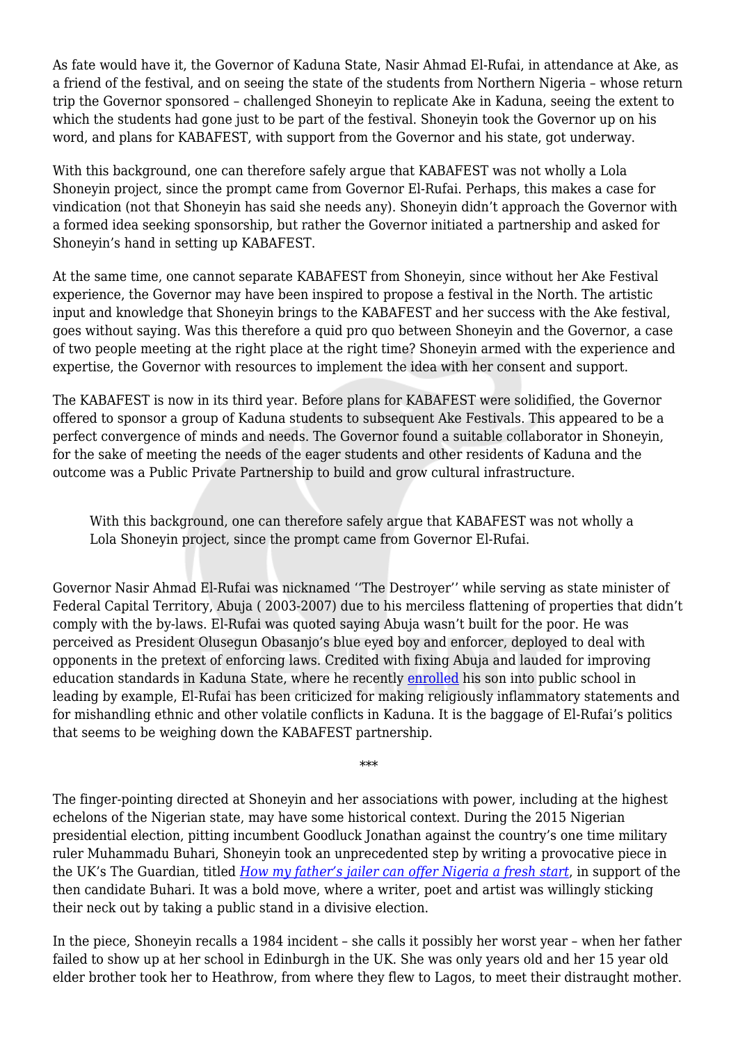As fate would have it, the Governor of Kaduna State, Nasir Ahmad El-Rufai, in attendance at Ake, as a friend of the festival, and on seeing the state of the students from Northern Nigeria – whose return trip the Governor sponsored – challenged Shoneyin to replicate Ake in Kaduna, seeing the extent to which the students had gone just to be part of the festival. Shoneyin took the Governor up on his word, and plans for KABAFEST, with support from the Governor and his state, got underway.

With this background, one can therefore safely argue that KABAFEST was not wholly a Lola Shoneyin project, since the prompt came from Governor El-Rufai. Perhaps, this makes a case for vindication (not that Shoneyin has said she needs any). Shoneyin didn't approach the Governor with a formed idea seeking sponsorship, but rather the Governor initiated a partnership and asked for Shoneyin's hand in setting up KABAFEST.

At the same time, one cannot separate KABAFEST from Shoneyin, since without her Ake Festival experience, the Governor may have been inspired to propose a festival in the North. The artistic input and knowledge that Shoneyin brings to the KABAFEST and her success with the Ake festival, goes without saying. Was this therefore a quid pro quo between Shoneyin and the Governor, a case of two people meeting at the right place at the right time? Shoneyin armed with the experience and expertise, the Governor with resources to implement the idea with her consent and support.

The KABAFEST is now in its third year. Before plans for KABAFEST were solidified, the Governor offered to sponsor a group of Kaduna students to subsequent Ake Festivals. This appeared to be a perfect convergence of minds and needs. The Governor found a suitable collaborator in Shoneyin, for the sake of meeting the needs of the eager students and other residents of Kaduna and the outcome was a Public Private Partnership to build and grow cultural infrastructure.

> With this background, one can therefore safely argue that KABAFEST was not wholly a Lola Shoneyin project, since the prompt came from Governor El-Rufai.

Governor Nasir Ahmad El-Rufai was nicknamed ''The Destroyer'' while serving as state minister of Federal Capital Territory, Abuja ( 2003-2007) due to his merciless flattening of properties that didn't comply with the by-laws. El-Rufai was quoted saying Abuja wasn't built for the poor. He was perceived as President Olusegun Obasanjo's blue eyed boy and enforcer, deployed to deal with opponents in the pretext of enforcing laws. Credited with fixing Abuja and lauded for improving education standards in Kaduna State, where he recently enrolled his son into public school in leading by example, El-Rufai has been criticized for making religiously inflammatory statements and for mishandling ethnic and other volatile conflicts in Kaduna. It is the baggage of El-Rufai's politics that seems to be weighing down the KABAFEST partnership.

***

The finger-pointing directed at Shoneyin and her associations with power, including at the highest echelons of the Nigerian state, may have some historical context. During the 2015 Nigerian presidential election, pitting incumbent Goodluck Jonathan against the country's one time military ruler Muhammadu Buhari, Shoneyin took an unprecedented step by writing a provocative piece in the UK's The Guardian, titled *How my father's jailer can offer Nigeria a fresh start*, in support of the then candidate Buhari. It was a bold move, where a writer, poet and artist was willingly sticking their neck out by taking a public stand in a divisive election.

In the piece, Shoneyin recalls a 1984 incident – she calls it possibly her worst year – when her father failed to show up at her school in Edinburgh in the UK. She was only years old and her 15 year old elder brother took her to Heathrow, from where they flew to Lagos, to meet their distraught mother.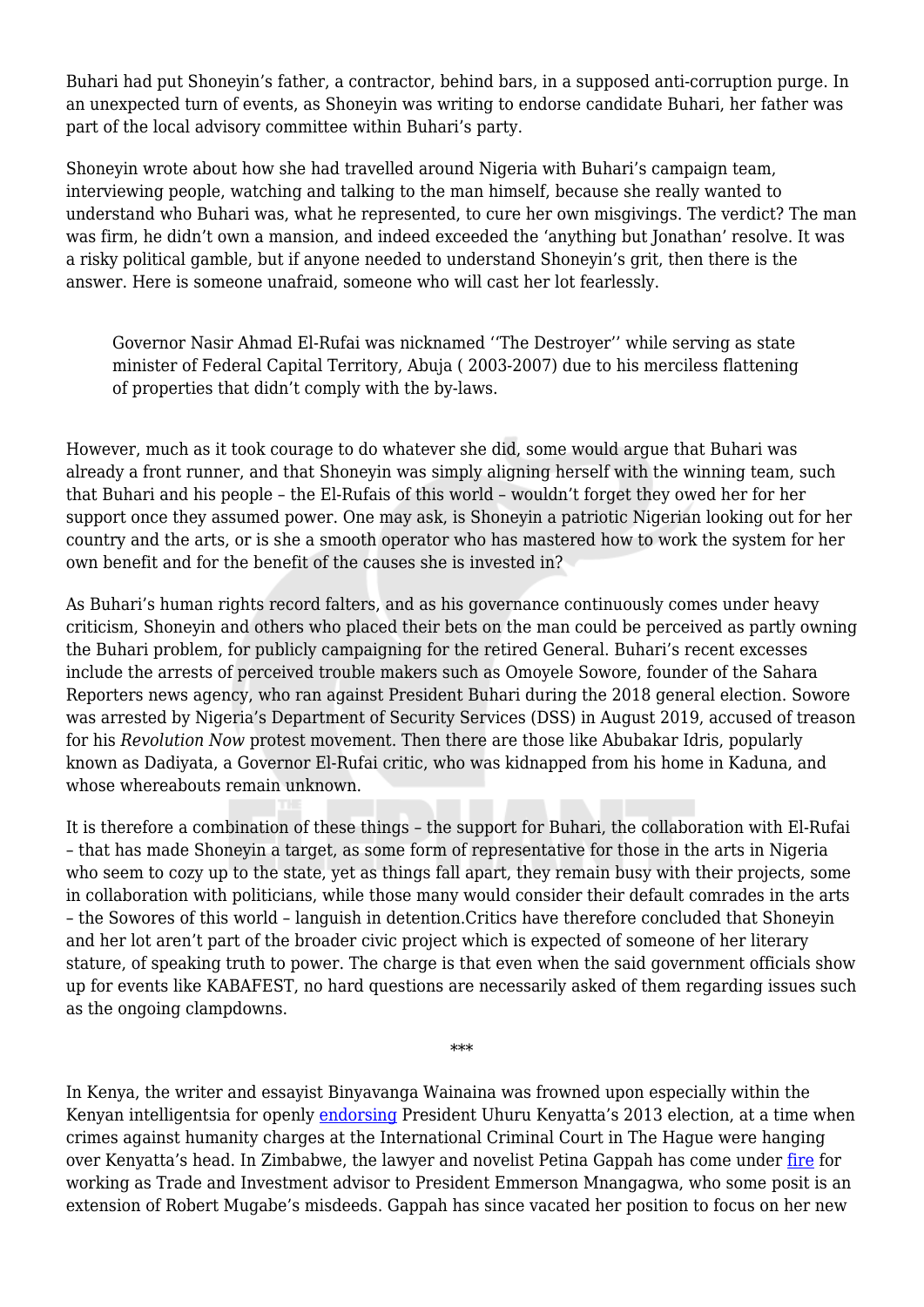Buhari had put Shoneyin's father, a contractor, behind bars, in a supposed anti-corruption purge. In an unexpected turn of events, as Shoneyin was writing to endorse candidate Buhari, her father was part of the local advisory committee within Buhari's party.

Shoneyin wrote about how she had travelled around Nigeria with Buhari's campaign team, interviewing people, watching and talking to the man himself, because she really wanted to understand who Buhari was, what he represented, to cure her own misgivings. The verdict? The man was firm, he didn't own a mansion, and indeed exceeded the 'anything but Jonathan' resolve. It was a risky political gamble, but if anyone needed to understand Shoneyin's grit, then there is the answer. Here is someone unafraid, someone who will cast her lot fearlessly.

> Governor Nasir Ahmad El-Rufai was nicknamed ''The Destroyer'' while serving as state minister of Federal Capital Territory, Abuja ( 2003-2007) due to his merciless flattening of properties that didn't comply with the by-laws.

However, much as it took courage to do whatever she did, some would argue that Buhari was already a front runner, and that Shoneyin was simply aligning herself with the winning team, such that Buhari and his people – the El-Rufais of this world – wouldn't forget they owed her for her support once they assumed power. One may ask, is Shoneyin a patriotic Nigerian looking out for her country and the arts, or is she a smooth operator who has mastered how to work the system for her own benefit and for the benefit of the causes she is invested in?

As Buhari's human rights record falters, and as his governance continuously comes under heavy criticism, Shoneyin and others who placed their bets on the man could be perceived as partly owning the Buhari problem, for publicly campaigning for the retired General. Buhari's recent excesses include the arrests of perceived trouble makers such as Omoyele Sowore, founder of the Sahara Reporters news agency, who ran against President Buhari during the 2018 general election. Sowore was arrested by Nigeria's Department of Security Services (DSS) in August 2019, accused of treason for his *Revolution Now* protest movement. Then there are those like Abubakar Idris, popularly known as Dadiyata, a Governor El-Rufai critic, who was kidnapped from his home in Kaduna, and whose whereabouts remain unknown.

It is therefore a combination of these things – the support for Buhari, the collaboration with El-Rufai – that has made Shoneyin a target, as some form of representative for those in the arts in Nigeria who seem to cozy up to the state, yet as things fall apart, they remain busy with their projects, some in collaboration with politicians, while those many would consider their default comrades in the arts – the Sowores of this world – languish in detention.Critics have therefore concluded that Shoneyin and her lot aren't part of the broader civic project which is expected of someone of her literary stature, of speaking truth to power. The charge is that even when the said government officials show up for events like KABAFEST, no hard questions are necessarily asked of them regarding issues such as the ongoing clampdowns.

\*\*\*

In Kenya, the writer and essayist Binyavanga Wainaina was frowned upon especially within the Kenyan intelligentsia for openly endorsing President Uhuru Kenyatta's 2013 election, at a time when crimes against humanity charges at the International Criminal Court in The Hague were hanging over Kenyatta's head. In Zimbabwe, the lawyer and novelist Petina Gappah has come under fire for working as Trade and Investment advisor to President Emmerson Mnangagwa, who some posit is an extension of Robert Mugabe's misdeeds. Gappah has since vacated her position to focus on her new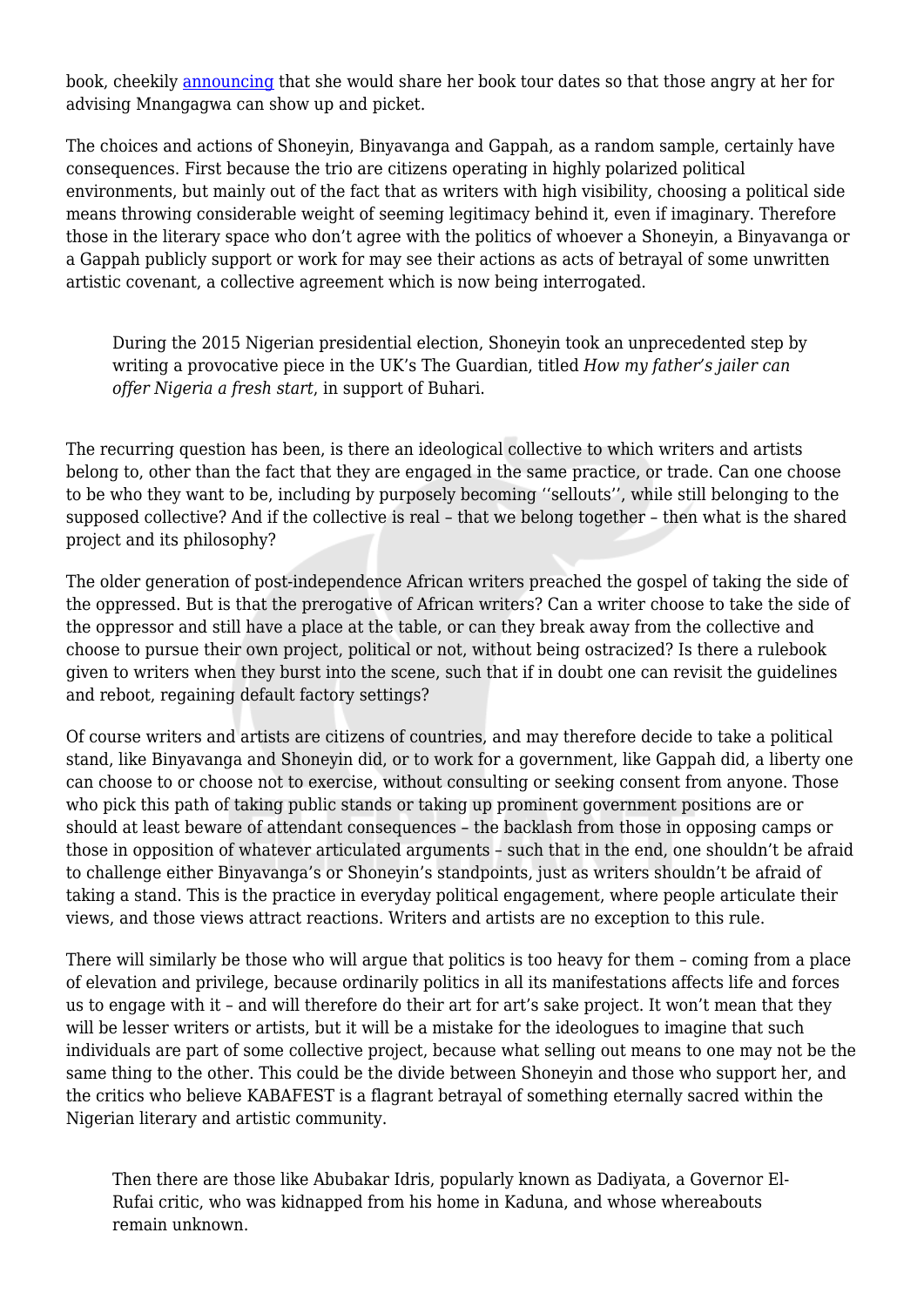book, cheekily announcing that she would share her book tour dates so that those angry at her for advising Mnangagwa can show up and picket.

The choices and actions of Shoneyin, Binyavanga and Gappah, as a random sample, certainly have consequences. First because the trio are citizens operating in highly polarized political environments, but mainly out of the fact that as writers with high visibility, choosing a political side means throwing considerable weight of seeming legitimacy behind it, even if imaginary. Therefore those in the literary space who don't agree with the politics of whoever a Shoneyin, a Binyavanga or a Gappah publicly support or work for may see their actions as acts of betrayal of some unwritten artistic covenant, a collective agreement which is now being interrogated.

> During the 2015 Nigerian presidential election, Shoneyin took an unprecedented step by writing a provocative piece in the UK's The Guardian, titled *How my father's jailer can offer Nigeria a fresh start*, in support of Buhari.

The recurring question has been, is there an ideological collective to which writers and artists belong to, other than the fact that they are engaged in the same practice, or trade. Can one choose to be who they want to be, including by purposely becoming ''sellouts'', while still belonging to the supposed collective? And if the collective is real – that we belong together – then what is the shared project and its philosophy?

The older generation of post-independence African writers preached the gospel of taking the side of the oppressed. But is that the prerogative of African writers? Can a writer choose to take the side of the oppressor and still have a place at the table, or can they break away from the collective and choose to pursue their own project, political or not, without being ostracized? Is there a rulebook given to writers when they burst into the scene, such that if in doubt one can revisit the guidelines and reboot, regaining default factory settings?

Of course writers and artists are citizens of countries, and may therefore decide to take a political stand, like Binyavanga and Shoneyin did, or to work for a government, like Gappah did, a liberty one can choose to or choose not to exercise, without consulting or seeking consent from anyone. Those who pick this path of taking public stands or taking up prominent government positions are or should at least beware of attendant consequences – the backlash from those in opposing camps or those in opposition of whatever articulated arguments – such that in the end, one shouldn't be afraid to challenge either Binyavanga's or Shoneyin's standpoints, just as writers shouldn't be afraid of taking a stand. This is the practice in everyday political engagement, where people articulate their views, and those views attract reactions. Writers and artists are no exception to this rule.

There will similarly be those who will argue that politics is too heavy for them – coming from a place of elevation and privilege, because ordinarily politics in all its manifestations affects life and forces us to engage with it – and will therefore do their art for art's sake project. It won't mean that they will be lesser writers or artists, but it will be a mistake for the ideologues to imagine that such individuals are part of some collective project, because what selling out means to one may not be the same thing to the other. This could be the divide between Shoneyin and those who support her, and the critics who believe KABAFEST is a flagrant betrayal of something eternally sacred within the Nigerian literary and artistic community.

> Then there are those like Abubakar Idris, popularly known as Dadiyata, a Governor El-Rufai critic, who was kidnapped from his home in Kaduna, and whose whereabouts remain unknown.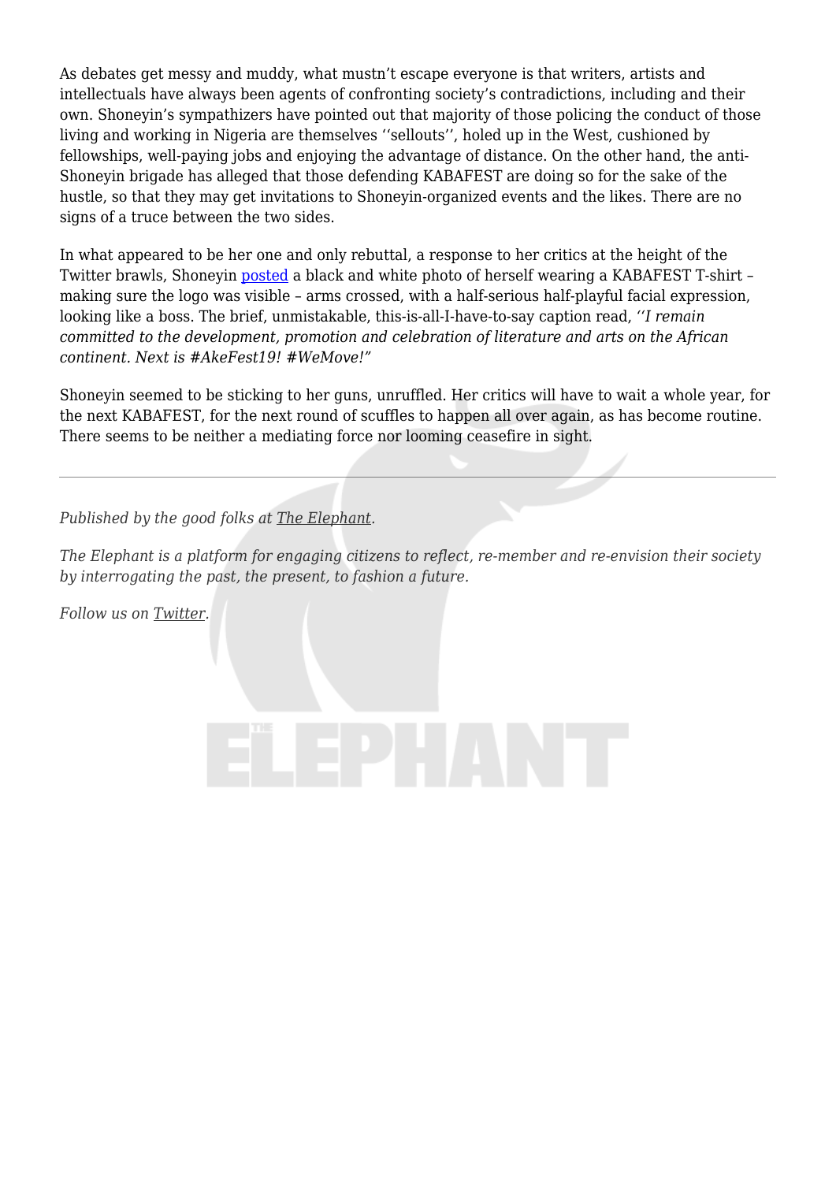As debates get messy and muddy, what mustn't escape everyone is that writers, artists and intellectuals have always been agents of confronting society's contradictions, including and their own. Shoneyin's sympathizers have pointed out that majority of those policing the conduct of those living and working in Nigeria are themselves ''sellouts'', holed up in the West, cushioned by fellowships, well-paying jobs and enjoying the advantage of distance. On the other hand, the anti-Shoneyin brigade has alleged that those defending KABAFEST are doing so for the sake of the hustle, so that they may get invitations to Shoneyin-organized events and the likes. There are no signs of a truce between the two sides.

In what appeared to be her one and only rebuttal, a response to her critics at the height of the Twitter brawls, Shoneyin posted a black and white photo of herself wearing a KABAFEST T-shirt – making sure the logo was visible – arms crossed, with a half-serious half-playful facial expression, looking like a boss. The brief, unmistakable, this-is-all-I-have-to-say caption read, ''*I remain committed to the development, promotion and celebration of literature and arts on the African continent. Next is #AkeFest19! #WeMove!"*

Shoneyin seemed to be sticking to her guns, unruffled. Her critics will have to wait a whole year, for the next KABAFEST, for the next round of scuffles to happen all over again, as has become routine. There seems to be neither a mediating force nor looming ceasefire in sight.

---

*Published by the good folks at The Elephant.*

*The Elephant is a platform for engaging citizens to reflect, re-member and re-envision their society by interrogating the past, the present, to fashion a future.*

*Follow us on Twitter.*